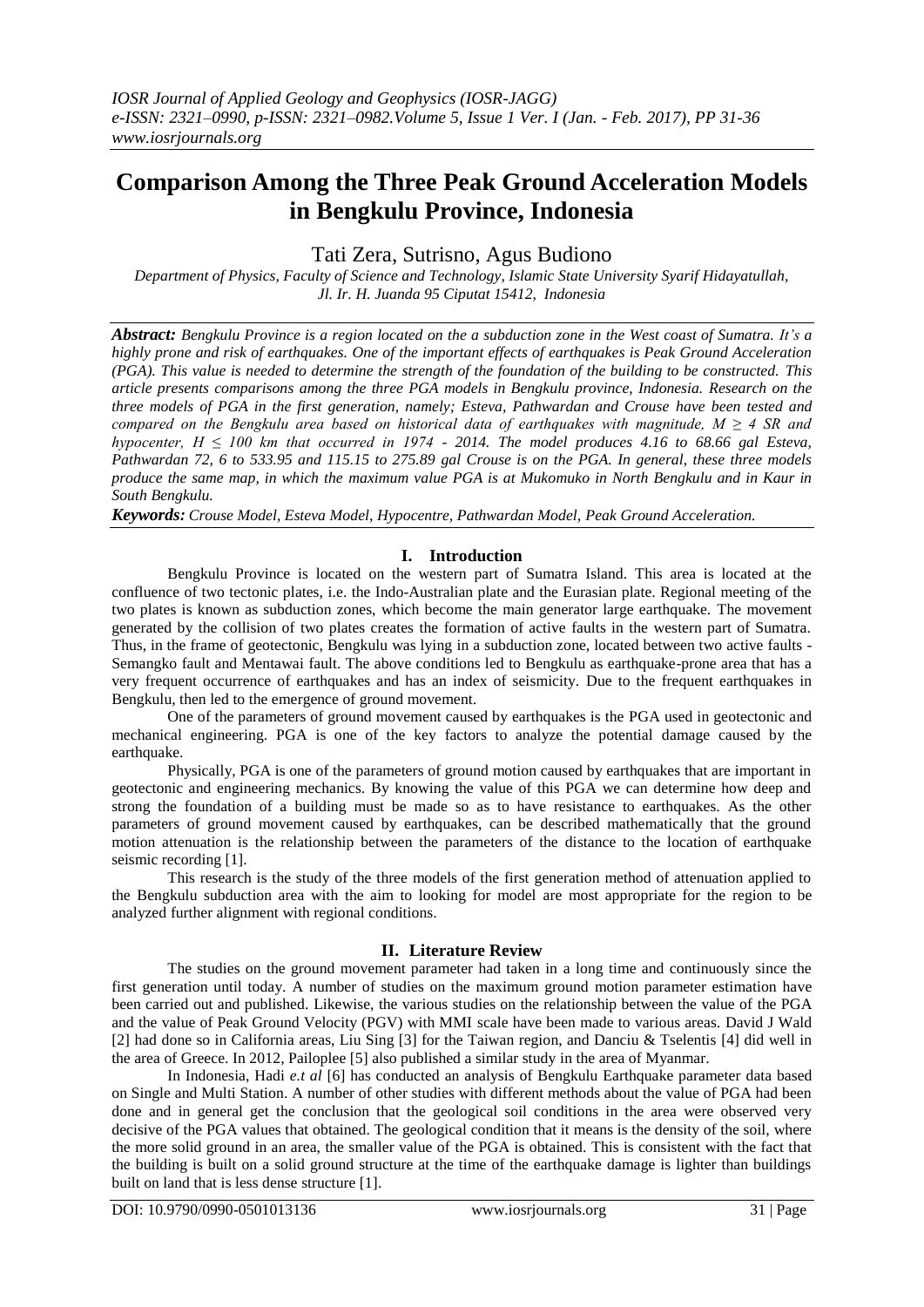# Comparison Among the Three Peak Ground Acceleration Models in Bengkulu Province, Indonesia

Tati Zera, Sutrisno, Agus Budiono

*Department of Physics, Faculty of Science and Technology, Islamic State University Syarif Hidayatullah, Jl. Ir. H. Juanda 95 Ciputat 15412, Indonesia*

***Abstract:*** *Bengkulu Province is a region located on the a subduction zone in the West coast of Sumatra. It's a highly prone and risk of earthquakes. One of the important effects of earthquakes is Peak Ground Acceleration (PGA). This value is needed to determine the strength of the foundation of the building to be constructed. This article presents comparisons among the three PGA models in Bengkulu province, Indonesia. Research on the three models of PGA in the first generation, namely; Esteva, Pathwardan and Crouse have been tested and compared on the Bengkulu area based on historical data of earthquakes with magnitude, $M \geq 4$ SR and hypocenter, $H \leq 100$ km that occurred in 1974 - 2014. The model produces 4.16 to 68.66 gal Esteva, Pathwardan 72, 6 to 533.95 and 115.15 to 275.89 gal Crouse is on the PGA. In general, these three models produce the same map, in which the maximum value PGA is at Mukomuko in North Bengkulu and in Kaur in South Bengkulu.*

***Keywords:*** *Crouse Model, Esteva Model, Hypocentre, Pathwardan Model, Peak Ground Acceleration.*

## I. Introduction

Bengkulu Province is located on the western part of Sumatra Island. This area is located at the confluence of two tectonic plates, i.e. the Indo-Australian plate and the Eurasian plate. Regional meeting of the two plates is known as subduction zones, which become the main generator large earthquake. The movement generated by the collision of two plates creates the formation of active faults in the western part of Sumatra. Thus, in the frame of geotectonic, Bengkulu was lying in a subduction zone, located between two active faults - Semangko fault and Mentawai fault. The above conditions led to Bengkulu as earthquake-prone area that has a very frequent occurrence of earthquakes and has an index of seismicity. Due to the frequent earthquakes in Bengkulu, then led to the emergence of ground movement.

One of the parameters of ground movement caused by earthquakes is the PGA used in geotectonic and mechanical engineering. PGA is one of the key factors to analyze the potential damage caused by the earthquake.

Physically, PGA is one of the parameters of ground motion caused by earthquakes that are important in geotectonic and engineering mechanics. By knowing the value of this PGA we can determine how deep and strong the foundation of a building must be made so as to have resistance to earthquakes. As the other parameters of ground movement caused by earthquakes, can be described mathematically that the ground motion attenuation is the relationship between the parameters of the distance to the location of earthquake seismic recording [1].

This research is the study of the three models of the first generation method of attenuation applied to the Bengkulu subduction area with the aim to looking for model are most appropriate for the region to be analyzed further alignment with regional conditions.

## II. Literature Review

The studies on the ground movement parameter had taken in a long time and continuously since the first generation until today. A number of studies on the maximum ground motion parameter estimation have been carried out and published. Likewise, the various studies on the relationship between the value of the PGA and the value of Peak Ground Velocity (PGV) with MMI scale have been made to various areas. David J Wald [2] had done so in California areas, Liu Sing [3] for the Taiwan region, and Danciu & Tselentis [4] did well in the area of Greece. In 2012, Pailoplee [5] also published a similar study in the area of Myanmar.

In Indonesia, Hadi *e.t al* [6] has conducted an analysis of Bengkulu Earthquake parameter data based on Single and Multi Station. A number of other studies with different methods about the value of PGA had been done and in general get the conclusion that the geological soil conditions in the area were observed very decisive of the PGA values that obtained. The geological condition that it means is the density of the soil, where the more solid ground in an area, the smaller value of the PGA is obtained. This is consistent with the fact that the building is built on a solid ground structure at the time of the earthquake damage is lighter than buildings built on land that is less dense structure [1].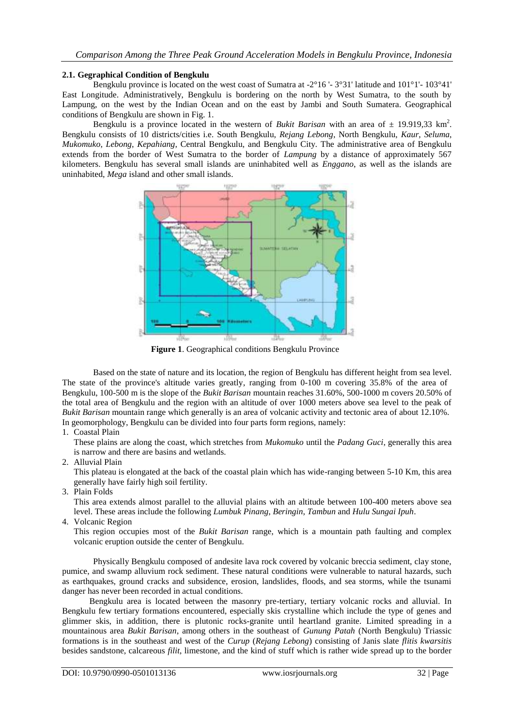### 2.1. Gegraphical Condition of Bengkulu

Bengkulu province is located on the west coast of Sumatra at -2°16 '- 3°31' latitude and 101°1'- 103°41' East Longitude. Administratively, Bengkulu is bordering on the north by West Sumatra, to the south by Lampung, on the west by the Indian Ocean and on the east by Jambi and South Sumatera. Geographical conditions of Bengkulu are shown in Fig. 1.

Bengkulu is a province located in the western of *Bukit Barisan* with an area of ± 19.919,33 km$^2$. Bengkulu consists of 10 districts/cities i.e. South Bengkulu, *Rejang Lebong*, North Bengkulu, *Kaur*, *Seluma*, *Mukomuko*, *Lebong*, *Kepahiang*, Central Bengkulu, and Bengkulu City. The administrative area of Bengkulu extends from the border of West Sumatra to the border of *Lampung* by a distance of approximately 567 kilometers. Bengkulu has several small islands are uninhabited well as *Enggano*, as well as the islands are uninhabited, *Mega* island and other small islands.

**Figure 1**. Geographical conditions Bengkulu Province

Based on the state of nature and its location, the region of Bengkulu has different height from sea level. The state of the province's altitude varies greatly, ranging from 0-100 m covering 35.8% of the area of Bengkulu, 100-500 m is the slope of the *Bukit Barisan* mountain reaches 31.60%, 500-1000 m covers 20.50% of the total area of Bengkulu and the region with an altitude of over 1000 meters above sea level to the peak of *Bukit Barisan* mountain range which generally is an area of volcanic activity and tectonic area of about 12.10%. In geomorphology, Bengkulu can be divided into four parts form regions, namely:

1. Coastal Plain
   These plains are along the coast, which stretches from *Mukomuko* until the *Padang Guci*, generally this area is narrow and there are basins and wetlands.
2. Alluvial Plain
   This plateau is elongated at the back of the coastal plain which has wide-ranging between 5-10 Km, this area generally have fairly high soil fertility.
3. Plain Folds
   This area extends almost parallel to the alluvial plains with an altitude between 100-400 meters above sea level. These areas include the following *Lumbuk Pinang*, *Beringin*, *Tambun* and *Hulu Sungai Ipuh*.
4. Volcanic Region
   This region occupies most of the *Bukit Barisan* range, which is a mountain path faulting and complex volcanic eruption outside the center of Bengkulu.

Physically Bengkulu composed of andesite lava rock covered by volcanic breccia sediment, clay stone, pumice, and swamp alluvium rock sediment. These natural conditions were vulnerable to natural hazards, such as earthquakes, ground cracks and subsidence, erosion, landslides, floods, and sea storms, while the tsunami danger has never been recorded in actual conditions.

Bengkulu area is located between the masonry pre-tertiary, tertiary volcanic rocks and alluvial. In Bengkulu few tertiary formations encountered, especially skis crystalline which include the type of genes and glimmer skis, in addition, there is plutonic rocks-granite until heartland granite. Limited spreading in a mountainous area *Bukit Barisan*, among others in the southeast of *Gunung Patah* (North Bengkulu) Triassic formations is in the southeast and west of the *Curup* (*Rejang Lebong*) consisting of Janis slate *flitis kwarsitis* besides sandstone, calcareous *filit*, limestone, and the kind of stuff which is rather wide spread up to the border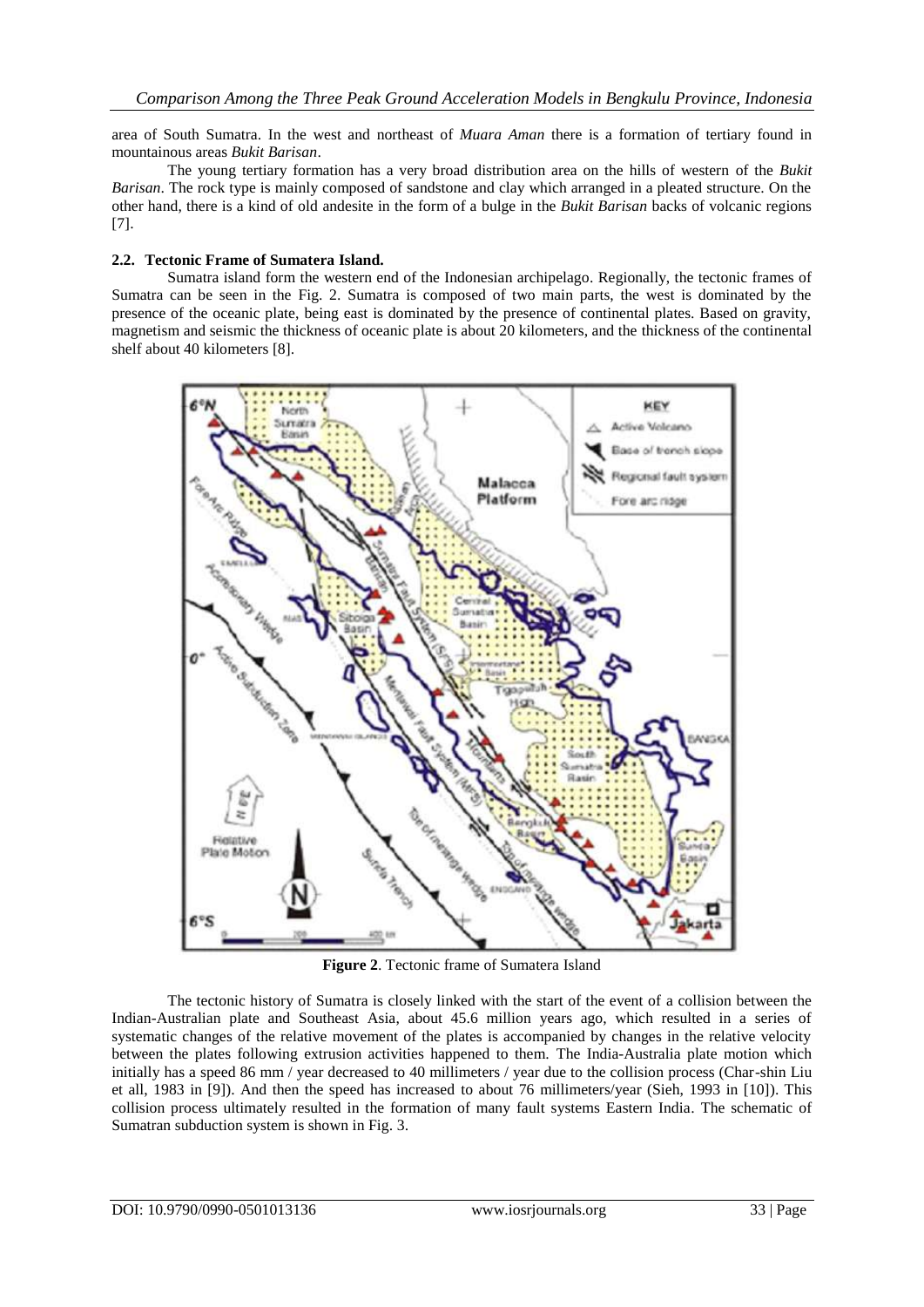area of South Sumatra. In the west and northeast of *Muara Aman* there is a formation of tertiary found in mountainous areas *Bukit Barisan*.

The young tertiary formation has a very broad distribution area on the hills of western of the *Bukit Barisan*. The rock type is mainly composed of sandstone and clay which arranged in a pleated structure. On the other hand, there is a kind of old andesite in the form of a bulge in the *Bukit Barisan* backs of volcanic regions [7].

### 2.2. Tectonic Frame of Sumatera Island.

Sumatra island form the western end of the Indonesian archipelago. Regionally, the tectonic frames of Sumatra can be seen in the Fig. 2. Sumatra is composed of two main parts, the west is dominated by the presence of the oceanic plate, being east is dominated by the presence of continental plates. Based on gravity, magnetism and seismic the thickness of oceanic plate is about 20 kilometers, and the thickness of the continental shelf about 40 kilometers [8].

**Figure 2**. Tectonic frame of Sumatera Island

The tectonic history of Sumatra is closely linked with the start of the event of a collision between the Indian-Australian plate and Southeast Asia, about 45.6 million years ago, which resulted in a series of systematic changes of the relative movement of the plates is accompanied by changes in the relative velocity between the plates following extrusion activities happened to them. The India-Australia plate motion which initially has a speed 86 mm / year decreased to 40 millimeters / year due to the collision process (Char-shin Liu et all, 1983 in [9]). And then the speed has increased to about 76 millimeters/year (Sieh, 1993 in [10]). This collision process ultimately resulted in the formation of many fault systems Eastern India. The schematic of Sumatran subduction system is shown in Fig. 3.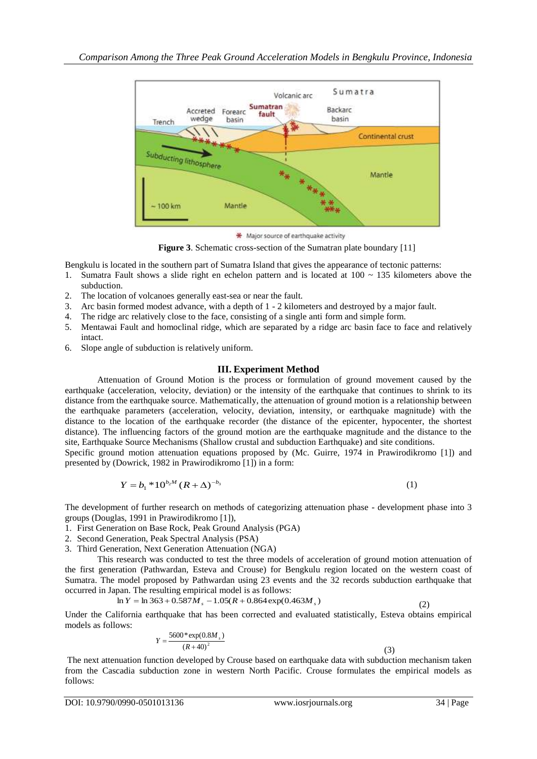Figure 3. Schematic cross-section of the Sumatran plate boundary [11]

Bengkulu is located in the southern part of Sumatra Island that gives the appearance of tectonic patterns:

1. Sumatra Fault shows a slide right en echelon pattern and is located at 100 ~ 135 kilometers above the subduction.
2. The location of volcanoes generally east-sea or near the fault.
3. Arc basin formed modest advance, with a depth of 1 - 2 kilometers and destroyed by a major fault.
4. The ridge arc relatively close to the face, consisting of a single anti form and simple form.
5. Mentawai Fault and homoclinal ridge, which are separated by a ridge arc basin face to face and relatively intact.
6. Slope angle of subduction is relatively uniform.

## III. Experiment Method

Attenuation of Ground Motion is the process or formulation of ground movement caused by the earthquake (acceleration, velocity, deviation) or the intensity of the earthquake that continues to shrink to its distance from the earthquake source. Mathematically, the attenuation of ground motion is a relationship between the earthquake parameters (acceleration, velocity, deviation, intensity, or earthquake magnitude) with the distance to the location of the earthquake recorder (the distance of the epicenter, hypocenter, the shortest distance). The influencing factors of the ground motion are the earthquake magnitude and the distance to the site, Earthquake Source Mechanisms (Shallow crustal and subduction Earthquake) and site conditions.

Specific ground motion attenuation equations proposed by (Mc. Guirre, 1974 in Prawirodikromo [1]) and presented by (Dowrick, 1982 in Prawirodikromo [1]) in a form:

$$Y = b_1 * 10^{b_2 M} (R + \Delta)^{-b_3} \tag{1}$$

The development of further research on methods of categorizing attenuation phase - development phase into 3 groups (Douglas, 1991 in Prawirodikromo [1]),

1. First Generation on Base Rock, Peak Ground Analysis (PGA)
2. Second Generation, Peak Spectral Analysis (PSA)
3. Third Generation, Next Generation Attenuation (NGA)

This research was conducted to test the three models of acceleration of ground motion attenuation of the first generation (Pathwardan, Esteva and Crouse) for Bengkulu region located on the western coast of Sumatra. The model proposed by Pathwardan using 23 events and the 32 records subduction earthquake that occurred in Japan. The resulting empirical model is as follows:

$$\ln Y = \ln 363 + 0.587 M_s - 1.05(R + 0.864 \exp(0.463 M_s)) \tag{2}$$

Under the California earthquake that has been corrected and evaluated statistically, Esteva obtains empirical models as follows:

$$Y = \frac{5600 * \exp(0.8 M_s)}{(R + 40)^2} \tag{3}$$

The next attenuation function developed by Crouse based on earthquake data with subduction mechanism taken from the Cascadia subduction zone in western North Pacific. Crouse formulates the empirical models as follows: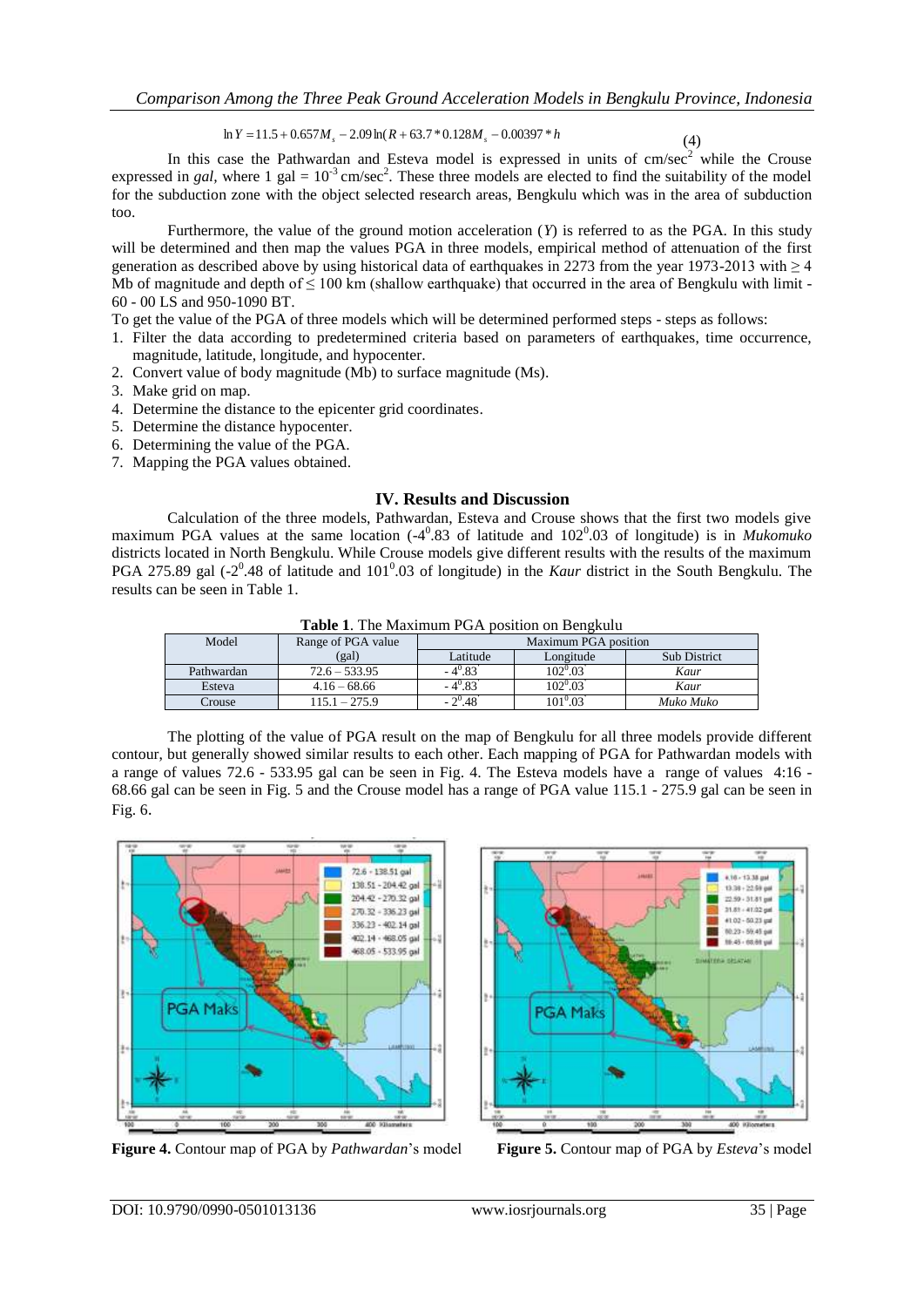$$\ln Y = 11.5 + 0.657 M_s - 2.09 \ln(R + 63.7 * 0.128 M_s - 0.00397 * h \tag{4}$$

In this case the Pathwardan and Esteva model is expressed in units of cm/sec$^2$ while the Crouse expressed in *gal*, where 1 gal = $10^{-3}$ cm/sec$^2$. These three models are elected to find the suitability of the model for the subduction zone with the object selected research areas, Bengkulu which was in the area of subduction too.

Furthermore, the value of the ground motion acceleration ($Y$) is referred to as the PGA. In this study will be determined and then map the values PGA in three models, empirical method of attenuation of the first generation as described above by using historical data of earthquakes in 2273 from the year 1973-2013 with $\geq 4$ Mb of magnitude and depth of $\leq 100$ km (shallow earthquake) that occurred in the area of Bengkulu with limit - 60 - 00 LS and 950-1090 BT.

To get the value of the PGA of three models which will be determined performed steps - steps as follows:

1. Filter the data according to predetermined criteria based on parameters of earthquakes, time occurrence, magnitude, latitude, longitude, and hypocenter.
2. Convert value of body magnitude (Mb) to surface magnitude (Ms).
3. Make grid on map.
4. Determine the distance to the epicenter grid coordinates.
5. Determine the distance hypocenter.
6. Determining the value of the PGA.
7. Mapping the PGA values obtained.

## IV. Results and Discussion

Calculation of the three models, Pathwardan, Esteva and Crouse shows that the first two models give maximum PGA values at the same location ($-4^0.83$ of latitude and $102^0.03$ of longitude) is in *Mukomuko* districts located in North Bengkulu. While Crouse models give different results with the results of the maximum PGA 275.89 gal ($-2^0.48$ of latitude and $101^0.03$ of longitude) in the *Kaur* district in the South Bengkulu. The results can be seen in Table 1.

**Table 1**. The Maximum PGA position on Bengkulu

| Model | Range of PGA value (gal) | Maximum PGA position | | |
|---|---|---|---|---|
| | | Latitude | Longitude | Sub District |
| Pathwardan | 72.6 – 533.95 | $-4^0.83'$ | $102^0.03'$ | *Kaur* |
| Esteva | 4.16 – 68.66 | $-4^0.83'$ | $102^0.03'$ | *Kaur* |
| Crouse | 115.1 – 275.9 | $-2^0.48'$ | $101^0.03'$ | *Muko Muko* |

The plotting of the value of PGA result on the map of Bengkulu for all three models provide different contour, but generally showed similar results to each other. Each mapping of PGA for Pathwardan models with a range of values 72.6 - 533.95 gal can be seen in Fig. 4. The Esteva models have a range of values 4:16 - 68.66 gal can be seen in Fig. 5 and the Crouse model has a range of PGA value 115.1 - 275.9 gal can be seen in Fig. 6.

**Figure 4.** Contour map of PGA by *Pathwardan*'s model

**Figure 5.** Contour map of PGA by *Esteva*'s model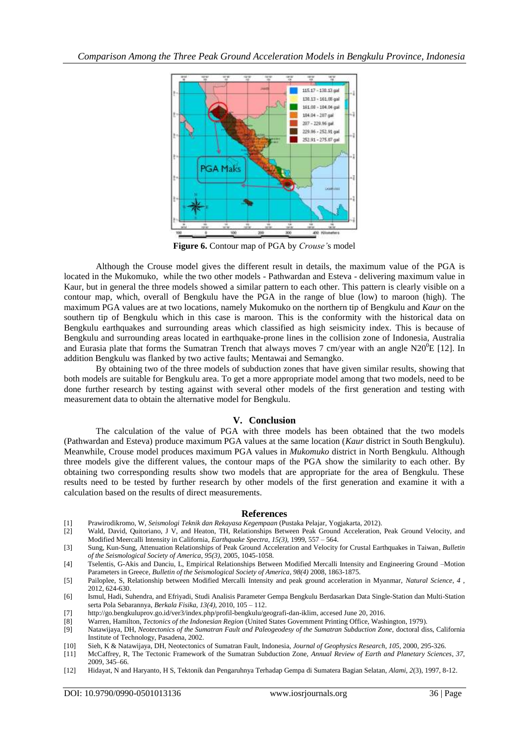115.17 - 138.13 gal
138.13 - 161.08 gal
161.08 - 184.04 gal
184.04 - 207 gal
207 - 229.96 gal
229.96 - 252.91 gal
252.91 - 275.87 gal
PGA Maks
100 0 100 200 300 400 Kilometers

**Figure 6.** Contour map of PGA by *Crouse'*s model

Although the Crouse model gives the different result in details, the maximum value of the PGA is located in the Mukomuko, while the two other models - Pathwardan and Esteva - delivering maximum value in Kaur, but in general the three models showed a similar pattern to each other. This pattern is clearly visible on a contour map, which, overall of Bengkulu have the PGA in the range of blue (low) to maroon (high). The maximum PGA values are at two locations, namely Mukomuko on the northern tip of Bengkulu and *Kaur* on the southern tip of Bengkulu which in this case is maroon. This is the conformity with the historical data on Bengkulu earthquakes and surrounding areas which classified as high seismicity index. This is because of Bengkulu and surrounding areas located in earthquake-prone lines in the collision zone of Indonesia, Australia and Eurasia plate that forms the Sumatran Trench that always moves 7 cm/year with an angle N20$^0$E [12]. In addition Bengkulu was flanked by two active faults; Mentawai and Semangko.

By obtaining two of the three models of subduction zones that have given similar results, showing that both models are suitable for Bengkulu area. To get a more appropriate model among that two models, need to be done further research by testing against with several other models of the first generation and testing with measurement data to obtain the alternative model for Bengkulu.

## V. Conclusion

The calculation of the value of PGA with three models has been obtained that the two models (Pathwardan and Esteva) produce maximum PGA values at the same location (*Kaur* district in South Bengkulu). Meanwhile, Crouse model produces maximum PGA values in *Mukomuko* district in North Bengkulu. Although three models give the different values, the contour maps of the PGA show the similarity to each other. By obtaining two corresponding results show two models that are appropriate for the area of Bengkulu. These results need to be tested by further research by other models of the first generation and examine it with a calculation based on the results of direct measurements.

## References

[1] Prawirodikromo, W, *Seismologi Teknik dan Rekayasa Kegempaan* (Pustaka Pelajar, Yogjakarta, 2012).

[2] Wald, David, Quitoriano, J V, and Heaton, TH, Relationships Between Peak Ground Acceleration, Peak Ground Velocity, and Modified Meercalli Intensity in California, *Earthquake Spectra, 15(3),* 1999, 557 – 564.

[3] Sung, Kun-Sung, Attenuation Relationships of Peak Ground Acceleration and Velocity for Crustal Earthquakes in Taiwan, *Bulletin of the Seismological Society of America, 95(3),* 2005, 1045-1058.

[4] Tselentis, G-Akis and Danciu, L, Empirical Relationships Between Modified Mercalli Intensity and Engineering Ground –Motion Parameters in Greece, *Bulletin of the Seismological Society of America, 98(4)* 2008, 1863-1875.

[5] Pailoplee, S, Relationship between Modified Mercalli Intensity and peak ground acceleration in Myanmar, *Natural Science, 4* , 2012, 624-630.

[6] Ismul, Hadi, Suhendra, and Efriyadi, Studi Analisis Parameter Gempa Bengkulu Berdasarkan Data Single-Station dan Multi-Station serta Pola Sebarannya, *Berkala Fisika, 13(4),* 2010, 105 – 112.

[7] http://go.bengkuluprov.go.id/ver3/index.php/profil-bengkulu/geografi-dan-iklim, accesed June 20, 2016.

[8] Warren, Hamilton, *Tectonics of the Indonesian Region* (United States Government Printing Office, Washington, 1979).

[9] Natawijaya, DH, *Neotectonics of the Sumatran Fault and Paleogeodesy of the Sumatran Subduction Zone,* doctoral diss, California Institute of Technology, Pasadena, 2002.

[10] Sieh, K & Natawijaya, DH, Neotectonics of Sumatran Fault, Indonesia, *Journal of Geophysics Research, 105,* 2000, 295-326.

[11] McCaffrey, R, The Tectonic Framework of the Sumatran Subduction Zone, *Annual Review of Earth and Planetary Sciences, 37,* 2009, 345–66.

[12] Hidayat, N and Haryanto, H S, Tektonik dan Pengaruhnya Terhadap Gempa di Sumatera Bagian Selatan, *Alami, 2*(3), 1997, 8-12.